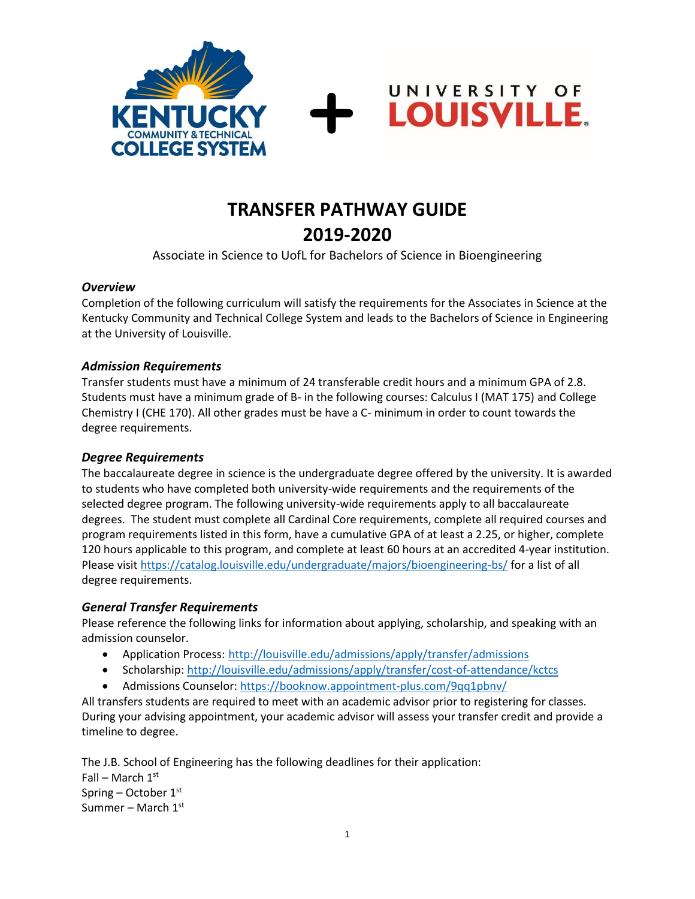KENTUCKY COMMUNITY & TECHNICAL COLLEGE SYSTEM + UNIVERSITY OF LOUISVILLE

# TRANSFER PATHWAY GUIDE
# 2019-2020

Associate in Science to UofL for Bachelors of Science in Bioengineering

### *Overview*

Completion of the following curriculum will satisfy the requirements for the Associates in Science at the Kentucky Community and Technical College System and leads to the Bachelors of Science in Engineering at the University of Louisville.

### *Admission Requirements*

Transfer students must have a minimum of 24 transferable credit hours and a minimum GPA of 2.8. Students must have a minimum grade of B- in the following courses: Calculus I (MAT 175) and College Chemistry I (CHE 170). All other grades must be have a C- minimum in order to count towards the degree requirements.

### *Degree Requirements*

The baccalaureate degree in science is the undergraduate degree offered by the university. It is awarded to students who have completed both university-wide requirements and the requirements of the selected degree program. The following university-wide requirements apply to all baccalaureate degrees. The student must complete all Cardinal Core requirements, complete all required courses and program requirements listed in this form, have a cumulative GPA of at least a 2.25, or higher, complete 120 hours applicable to this program, and complete at least 60 hours at an accredited 4-year institution. Please visit https://catalog.louisville.edu/undergraduate/majors/bioengineering-bs/ for a list of all degree requirements.

### *General Transfer Requirements*

Please reference the following links for information about applying, scholarship, and speaking with an admission counselor.

- Application Process: http://louisville.edu/admissions/apply/transfer/admissions
- Scholarship: http://louisville.edu/admissions/apply/transfer/cost-of-attendance/kctcs
- Admissions Counselor: https://booknow.appointment-plus.com/9qq1pbnv/

All transfers students are required to meet with an academic advisor prior to registering for classes. During your advising appointment, your academic advisor will assess your transfer credit and provide a timeline to degree.

The J.B. School of Engineering has the following deadlines for their application:
Fall – March 1st
Spring – October 1st
Summer – March 1st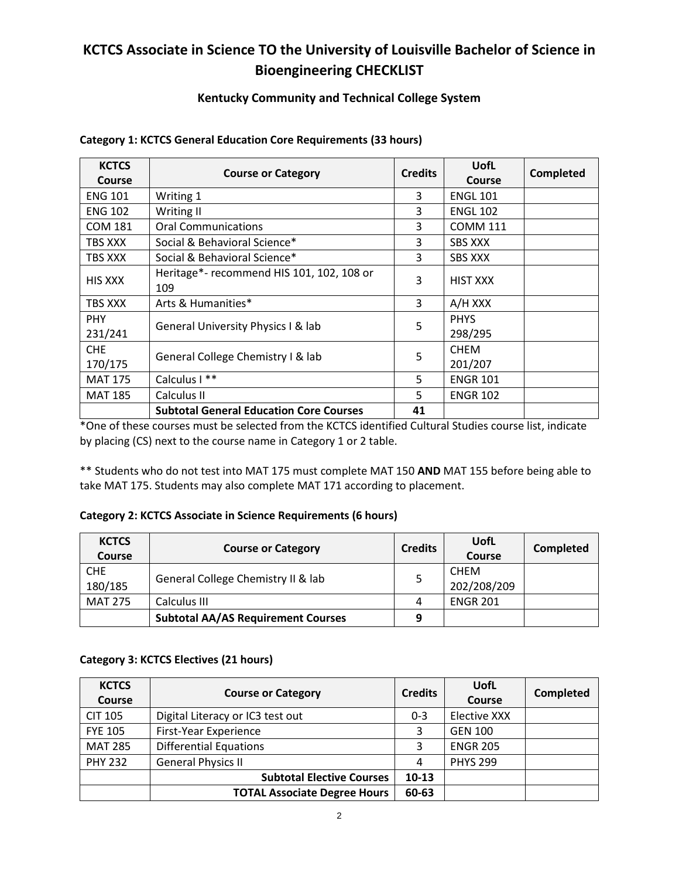# KCTCS Associate in Science TO the University of Louisville Bachelor of Science in Bioengineering CHECKLIST

## Kentucky Community and Technical College System

**Category 1: KCTCS General Education Core Requirements (33 hours)**

| KCTCS Course | Course or Category | Credits | UofL Course | Completed |
|---|---|---|---|---|
| ENG 101 | Writing 1 | 3 | ENGL 101 | |
| ENG 102 | Writing II | 3 | ENGL 102 | |
| COM 181 | Oral Communications | 3 | COMM 111 | |
| TBS XXX | Social & Behavioral Science* | 3 | SBS XXX | |
| TBS XXX | Social & Behavioral Science* | 3 | SBS XXX | |
| HIS XXX | Heritage*- recommend HIS 101, 102, 108 or 109 | 3 | HIST XXX | |
| TBS XXX | Arts & Humanities* | 3 | A/H XXX | |
| PHY 231/241 | General University Physics I & lab | 5 | PHYS 298/295 | |
| CHE 170/175 | General College Chemistry I & lab | 5 | CHEM 201/207 | |
| MAT 175 | Calculus I ** | 5 | ENGR 101 | |
| MAT 185 | Calculus II | 5 | ENGR 102 | |
| | **Subtotal General Education Core Courses** | **41** | | |

*One of these courses must be selected from the KCTCS identified Cultural Studies course list, indicate by placing (CS) next to the course name in Category 1 or 2 table.

** Students who do not test into MAT 175 must complete MAT 150 **AND** MAT 155 before being able to take MAT 175. Students may also complete MAT 171 according to placement.

**Category 2: KCTCS Associate in Science Requirements (6 hours)**

| KCTCS Course | Course or Category | Credits | UofL Course | Completed |
|---|---|---|---|---|
| CHE 180/185 | General College Chemistry II & lab | 5 | CHEM 202/208/209 | |
| MAT 275 | Calculus III | 4 | ENGR 201 | |
| | **Subtotal AA/AS Requirement Courses** | **9** | | |

**Category 3: KCTCS Electives (21 hours)**

| KCTCS Course | Course or Category | Credits | UofL Course | Completed |
|---|---|---|---|---|
| CIT 105 | Digital Literacy or IC3 test out | 0-3 | Elective XXX | |
| FYE 105 | First-Year Experience | 3 | GEN 100 | |
| MAT 285 | Differential Equations | 3 | ENGR 205 | |
| PHY 232 | General Physics II | 4 | PHYS 299 | |
| | **Subtotal Elective Courses** | **10-13** | | |
| | **TOTAL Associate Degree Hours** | **60-63** | | |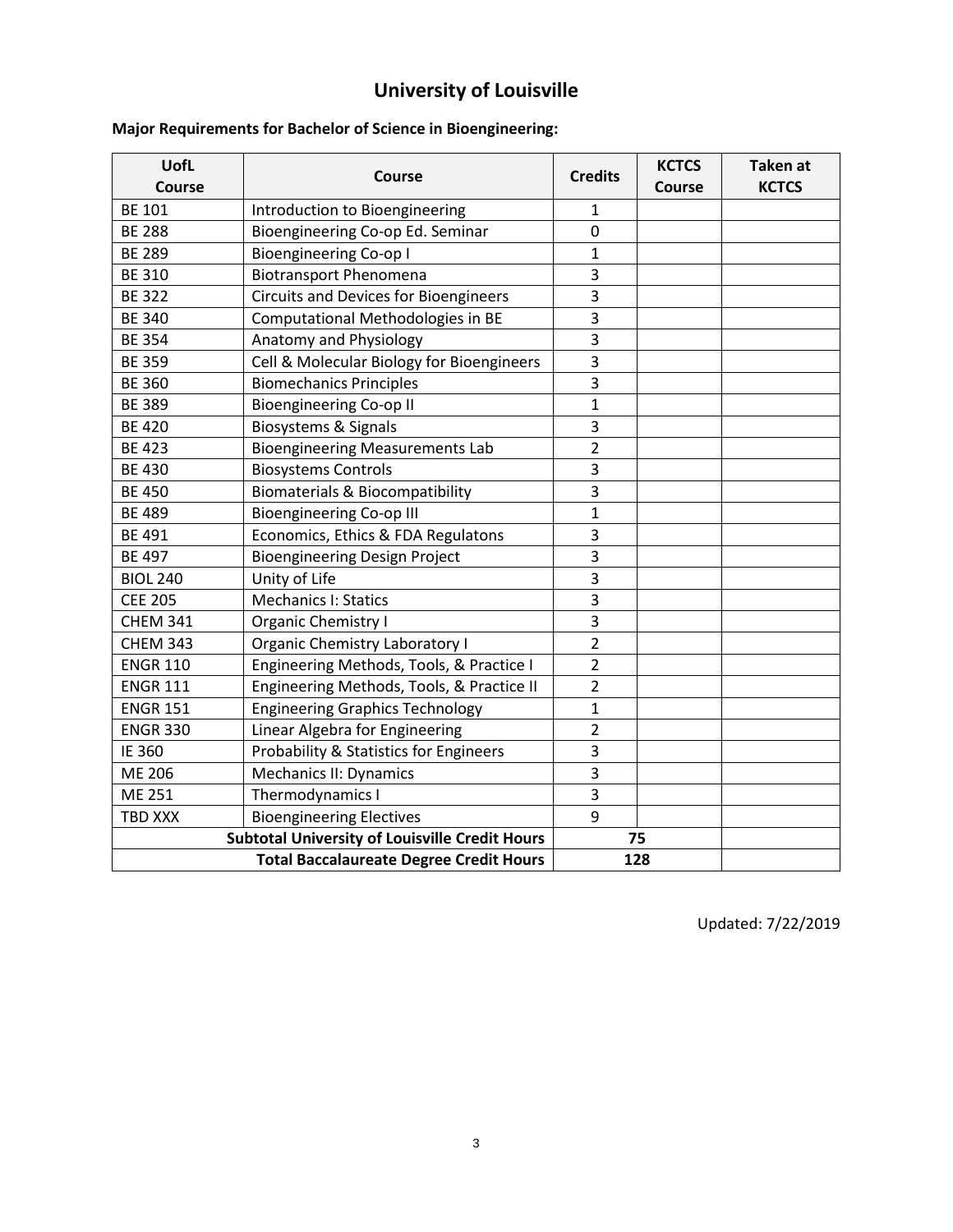# University of Louisville

**Major Requirements for Bachelor of Science in Bioengineering:**

| UofL Course | Course | Credits | KCTCS Course | Taken at KCTCS |
|---|---|---|---|---|
| BE 101 | Introduction to Bioengineering | 1 | | |
| BE 288 | Bioengineering Co-op Ed. Seminar | 0 | | |
| BE 289 | Bioengineering Co-op I | 1 | | |
| BE 310 | Biotransport Phenomena | 3 | | |
| BE 322 | Circuits and Devices for Bioengineers | 3 | | |
| BE 340 | Computational Methodologies in BE | 3 | | |
| BE 354 | Anatomy and Physiology | 3 | | |
| BE 359 | Cell & Molecular Biology for Bioengineers | 3 | | |
| BE 360 | Biomechanics Principles | 3 | | |
| BE 389 | Bioengineering Co-op II | 1 | | |
| BE 420 | Biosystems & Signals | 3 | | |
| BE 423 | Bioengineering Measurements Lab | 2 | | |
| BE 430 | Biosystems Controls | 3 | | |
| BE 450 | Biomaterials & Biocompatibility | 3 | | |
| BE 489 | Bioengineering Co-op III | 1 | | |
| BE 491 | Economics, Ethics & FDA Regulatons | 3 | | |
| BE 497 | Bioengineering Design Project | 3 | | |
| BIOL 240 | Unity of Life | 3 | | |
| CEE 205 | Mechanics I: Statics | 3 | | |
| CHEM 341 | Organic Chemistry I | 3 | | |
| CHEM 343 | Organic Chemistry Laboratory I | 2 | | |
| ENGR 110 | Engineering Methods, Tools, & Practice I | 2 | | |
| ENGR 111 | Engineering Methods, Tools, & Practice II | 2 | | |
| ENGR 151 | Engineering Graphics Technology | 1 | | |
| ENGR 330 | Linear Algebra for Engineering | 2 | | |
| IE 360 | Probability & Statistics for Engineers | 3 | | |
| ME 206 | Mechanics II: Dynamics | 3 | | |
| ME 251 | Thermodynamics I | 3 | | |
| TBD XXX | Bioengineering Electives | 9 | | |
| **Subtotal University of Louisville Credit Hours** | | **75** | | |
| **Total Baccalaureate Degree Credit Hours** | | **128** | | |

Updated: 7/22/2019